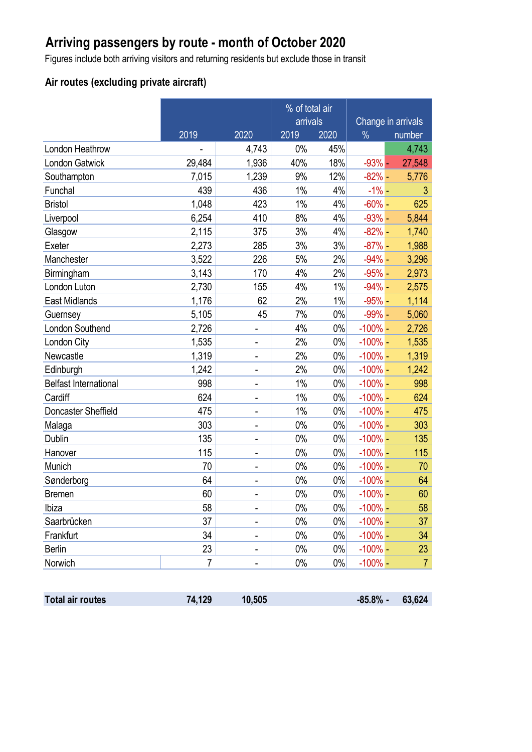# Arriving passengers by route - month of October 2020

Figures include both arriving visitors and returning residents but exclude those in transit

## Air routes (excluding private aircraft)

| | 2019 | 2020 | % of total air arrivals 2019 | % of total air arrivals 2020 | Change in arrivals % | Change in arrivals number |
|---|---|---|---|---|---|---|
| London Heathrow | - | 4,743 | 0% | 45% | | 4,743 |
| London Gatwick | 29,484 | 1,936 | 40% | 18% | -93% | - 27,548 |
| Southampton | 7,015 | 1,239 | 9% | 12% | -82% | - 5,776 |
| Funchal | 439 | 436 | 1% | 4% | -1% | - 3 |
| Bristol | 1,048 | 423 | 1% | 4% | -60% | - 625 |
| Liverpool | 6,254 | 410 | 8% | 4% | -93% | - 5,844 |
| Glasgow | 2,115 | 375 | 3% | 4% | -82% | - 1,740 |
| Exeter | 2,273 | 285 | 3% | 3% | -87% | - 1,988 |
| Manchester | 3,522 | 226 | 5% | 2% | -94% | - 3,296 |
| Birmingham | 3,143 | 170 | 4% | 2% | -95% | - 2,973 |
| London Luton | 2,730 | 155 | 4% | 1% | -94% | - 2,575 |
| East Midlands | 1,176 | 62 | 2% | 1% | -95% | - 1,114 |
| Guernsey | 5,105 | 45 | 7% | 0% | -99% | - 5,060 |
| London Southend | 2,726 | - | 4% | 0% | -100% | - 2,726 |
| London City | 1,535 | - | 2% | 0% | -100% | - 1,535 |
| Newcastle | 1,319 | - | 2% | 0% | -100% | - 1,319 |
| Edinburgh | 1,242 | - | 2% | 0% | -100% | - 1,242 |
| Belfast International | 998 | - | 1% | 0% | -100% | - 998 |
| Cardiff | 624 | - | 1% | 0% | -100% | - 624 |
| Doncaster Sheffield | 475 | - | 1% | 0% | -100% | - 475 |
| Malaga | 303 | - | 0% | 0% | -100% | - 303 |
| Dublin | 135 | - | 0% | 0% | -100% | - 135 |
| Hanover | 115 | - | 0% | 0% | -100% | - 115 |
| Munich | 70 | - | 0% | 0% | -100% | - 70 |
| Sønderborg | 64 | - | 0% | 0% | -100% | - 64 |
| Bremen | 60 | - | 0% | 0% | -100% | - 60 |
| Ibiza | 58 | - | 0% | 0% | -100% | - 58 |
| Saarbrücken | 37 | - | 0% | 0% | -100% | - 37 |
| Frankfurt | 34 | - | 0% | 0% | -100% | - 34 |
| Berlin | 23 | - | 0% | 0% | -100% | - 23 |
| Norwich | 7 | - | 0% | 0% | -100% | - 7 |
| **Total air routes** | **74,129** | **10,505** | | | **-85.8%** | **- 63,624** |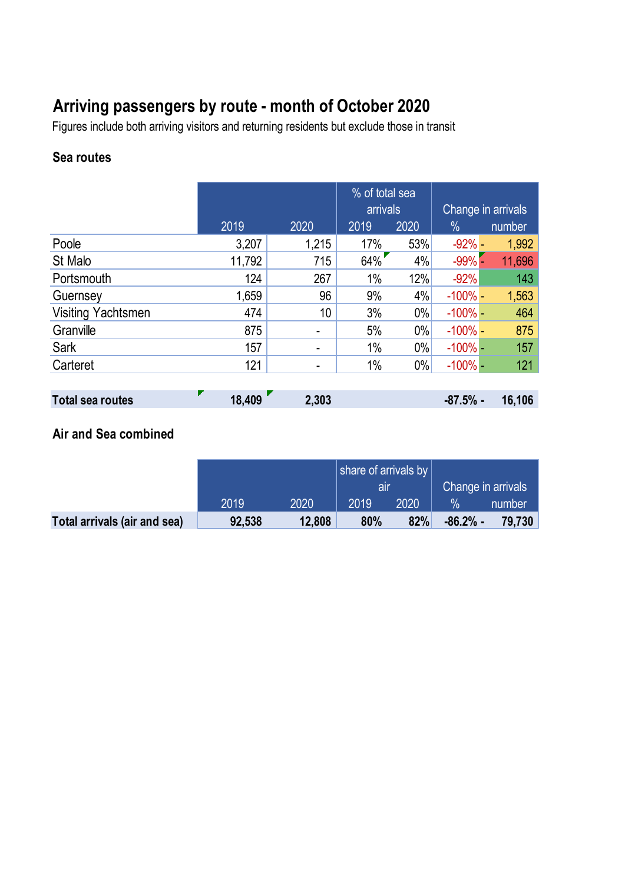## Arriving passengers by route - month of October 2020

Figures include both arriving visitors and returning residents but exclude those in transit

### Sea routes

| | 2019 | 2020 | % of total sea arrivals 2019 | % of total sea arrivals 2020 | Change in arrivals % | Change in arrivals number |
|---|---|---|---|---|---|---|
| Poole | 3,207 | 1,215 | 17% | 53% | -92% | - 1,992 |
| St Malo | 11,792 | 715 | 64% | 4% | -99% | - 11,696 |
| Portsmouth | 124 | 267 | 1% | 12% | -92% | 143 |
| Guernsey | 1,659 | 96 | 9% | 4% | -100% | - 1,563 |
| Visiting Yachtsmen | 474 | 10 | 3% | 0% | -100% | - 464 |
| Granville | 875 | - | 5% | 0% | -100% | - 875 |
| Sark | 157 | - | 1% | 0% | -100% | - 157 |
| Carteret | 121 | - | 1% | 0% | -100% | - 121 |
| **Total sea routes** | **18,409** | **2,303** | | | **-87.5%** | **- 16,106** |

### Air and Sea combined

| | 2019 | 2020 | share of arrivals by air 2019 | share of arrivals by air 2020 | Change in arrivals % | Change in arrivals number |
|---|---|---|---|---|---|---|
| **Total arrivals (air and sea)** | **92,538** | **12,808** | **80%** | **82%** | **-86.2%** | **- 79,730** |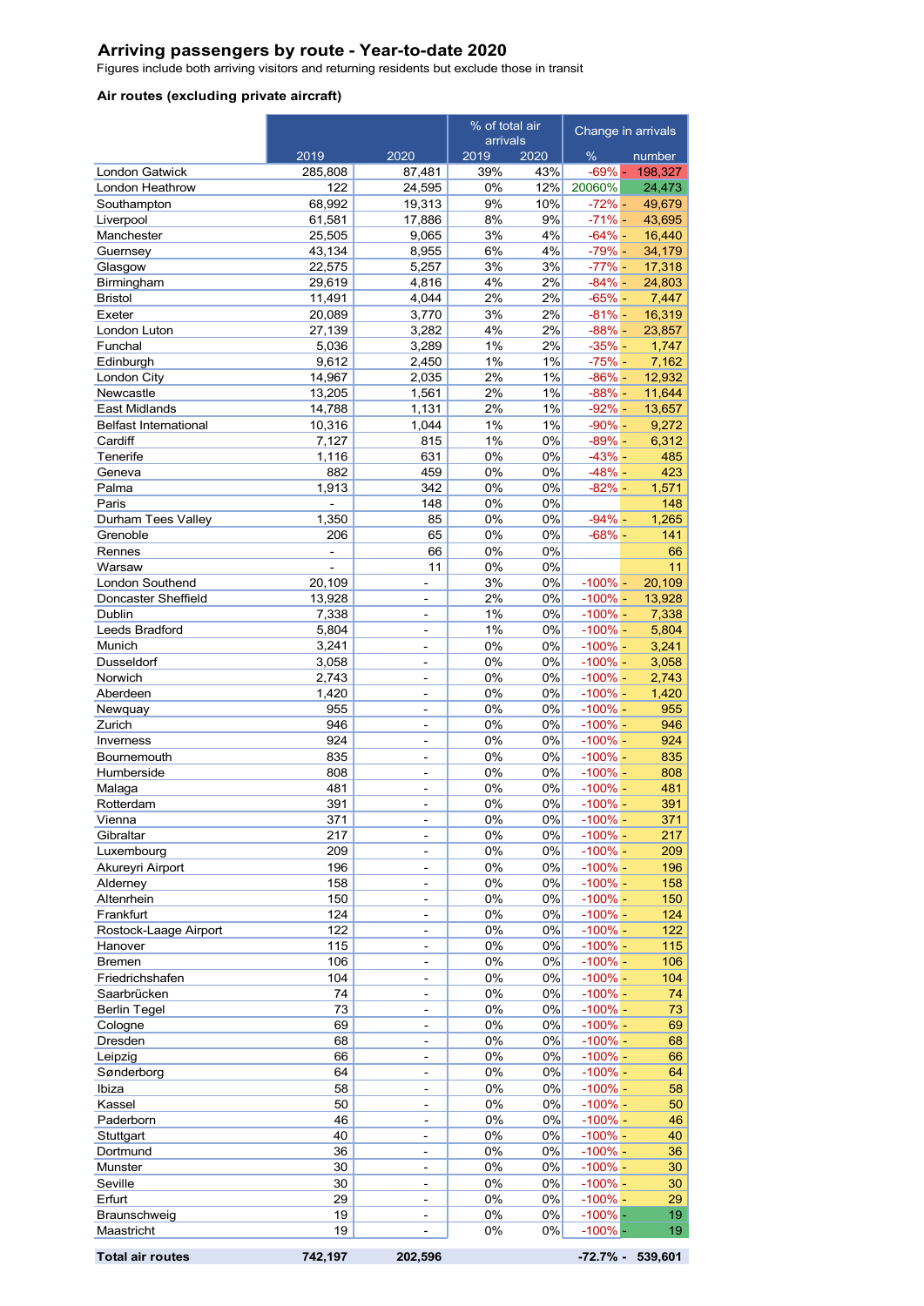# Arriving passengers by route - Year-to-date 2020

Figures include both arriving visitors and returning residents but exclude those in transit

### Air routes (excluding private aircraft)

| | | | % of total air arrivals | | Change in arrivals | |
|---|---|---|---|---|---|---|
| | 2019 | 2020 | 2019 | 2020 | % | number |
| London Gatwick | 285,808 | 87,481 | 39% | 43% | -69% | - 198,327 |
| London Heathrow | 122 | 24,595 | 0% | 12% | 20060% | 24,473 |
| Southampton | 68,992 | 19,313 | 9% | 10% | -72% | - 49,679 |
| Liverpool | 61,581 | 17,886 | 8% | 9% | -71% | - 43,695 |
| Manchester | 25,505 | 9,065 | 3% | 4% | -64% | - 16,440 |
| Guernsey | 43,134 | 8,955 | 6% | 4% | -79% | - 34,179 |
| Glasgow | 22,575 | 5,257 | 3% | 3% | -77% | - 17,318 |
| Birmingham | 29,619 | 4,816 | 4% | 2% | -84% | - 24,803 |
| Bristol | 11,491 | 4,044 | 2% | 2% | -65% | - 7,447 |
| Exeter | 20,089 | 3,770 | 3% | 2% | -81% | - 16,319 |
| London Luton | 27,139 | 3,282 | 4% | 2% | -88% | - 23,857 |
| Funchal | 5,036 | 3,289 | 1% | 2% | -35% | - 1,747 |
| Edinburgh | 9,612 | 2,450 | 1% | 1% | -75% | - 7,162 |
| London City | 14,967 | 2,035 | 2% | 1% | -86% | - 12,932 |
| Newcastle | 13,205 | 1,561 | 2% | 1% | -88% | - 11,644 |
| East Midlands | 14,788 | 1,131 | 2% | 1% | -92% | - 13,657 |
| Belfast International | 10,316 | 1,044 | 1% | 1% | -90% | - 9,272 |
| Cardiff | 7,127 | 815 | 1% | 0% | -89% | - 6,312 |
| Tenerife | 1,116 | 631 | 0% | 0% | -43% | - 485 |
| Geneva | 882 | 459 | 0% | 0% | -48% | - 423 |
| Palma | 1,913 | 342 | 0% | 0% | -82% | - 1,571 |
| Paris | - | 148 | 0% | 0% | | 148 |
| Durham Tees Valley | 1,350 | 85 | 0% | 0% | -94% | - 1,265 |
| Grenoble | 206 | 65 | 0% | 0% | -68% | - 141 |
| Rennes | - | 66 | 0% | 0% | | 66 |
| Warsaw | - | 11 | 0% | 0% | | 11 |
| London Southend | 20,109 | - | 3% | 0% | -100% | - 20,109 |
| Doncaster Sheffield | 13,928 | - | 2% | 0% | -100% | - 13,928 |
| Dublin | 7,338 | - | 1% | 0% | -100% | - 7,338 |
| Leeds Bradford | 5,804 | - | 1% | 0% | -100% | - 5,804 |
| Munich | 3,241 | - | 0% | 0% | -100% | - 3,241 |
| Dusseldorf | 3,058 | - | 0% | 0% | -100% | - 3,058 |
| Norwich | 2,743 | - | 0% | 0% | -100% | - 2,743 |
| Aberdeen | 1,420 | - | 0% | 0% | -100% | - 1,420 |
| Newquay | 955 | - | 0% | 0% | -100% | - 955 |
| Zurich | 946 | - | 0% | 0% | -100% | - 946 |
| Inverness | 924 | - | 0% | 0% | -100% | - 924 |
| Bournemouth | 835 | - | 0% | 0% | -100% | - 835 |
| Humberside | 808 | - | 0% | 0% | -100% | - 808 |
| Malaga | 481 | - | 0% | 0% | -100% | - 481 |
| Rotterdam | 391 | - | 0% | 0% | -100% | - 391 |
| Vienna | 371 | - | 0% | 0% | -100% | - 371 |
| Gibraltar | 217 | - | 0% | 0% | -100% | - 217 |
| Luxembourg | 209 | - | 0% | 0% | -100% | - 209 |
| Akureyri Airport | 196 | - | 0% | 0% | -100% | - 196 |
| Alderney | 158 | - | 0% | 0% | -100% | - 158 |
| Altenrhein | 150 | - | 0% | 0% | -100% | - 150 |
| Frankfurt | 124 | - | 0% | 0% | -100% | - 124 |
| Rostock-Laage Airport | 122 | - | 0% | 0% | -100% | - 122 |
| Hanover | 115 | - | 0% | 0% | -100% | - 115 |
| Bremen | 106 | - | 0% | 0% | -100% | - 106 |
| Friedrichshafen | 104 | - | 0% | 0% | -100% | - 104 |
| Saarbrücken | 74 | - | 0% | 0% | -100% | - 74 |
| Berlin Tegel | 73 | - | 0% | 0% | -100% | - 73 |
| Cologne | 69 | - | 0% | 0% | -100% | - 69 |
| Dresden | 68 | - | 0% | 0% | -100% | - 68 |
| Leipzig | 66 | - | 0% | 0% | -100% | - 66 |
| Sønderborg | 64 | - | 0% | 0% | -100% | - 64 |
| Ibiza | 58 | - | 0% | 0% | -100% | - 58 |
| Kassel | 50 | - | 0% | 0% | -100% | - 50 |
| Paderborn | 46 | - | 0% | 0% | -100% | - 46 |
| Stuttgart | 40 | - | 0% | 0% | -100% | - 40 |
| Dortmund | 36 | - | 0% | 0% | -100% | - 36 |
| Munster | 30 | - | 0% | 0% | -100% | - 30 |
| Seville | 30 | - | 0% | 0% | -100% | - 30 |
| Erfurt | 29 | - | 0% | 0% | -100% | - 29 |
| Braunschweig | 19 | - | 0% | 0% | -100% | - 19 |
| Maastricht | 19 | - | 0% | 0% | -100% | - 19 |
| **Total air routes** | **742,197** | **202,596** | | | **-72.7%** | **- 539,601** |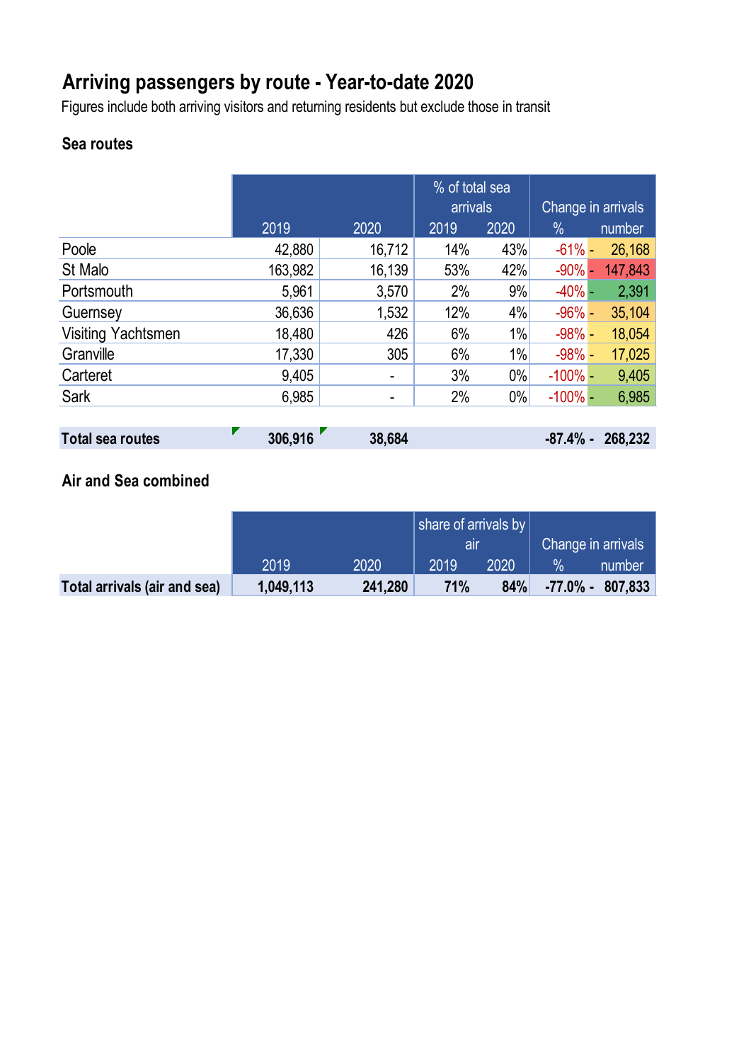# Arriving passengers by route - Year-to-date 2020

Figures include both arriving visitors and returning residents but exclude those in transit

## Sea routes

| | | | % of total sea arrivals | | Change in arrivals | |
|---|---|---|---|---|---|---|
| | 2019 | 2020 | 2019 | 2020 | % | number |
| Poole | 42,880 | 16,712 | 14% | 43% | -61% | - 26,168 |
| St Malo | 163,982 | 16,139 | 53% | 42% | -90% | - 147,843 |
| Portsmouth | 5,961 | 3,570 | 2% | 9% | -40% | - 2,391 |
| Guernsey | 36,636 | 1,532 | 12% | 4% | -96% | - 35,104 |
| Visiting Yachtsmen | 18,480 | 426 | 6% | 1% | -98% | - 18,054 |
| Granville | 17,330 | 305 | 6% | 1% | -98% | - 17,025 |
| Carteret | 9,405 | - | 3% | 0% | -100% | - 9,405 |
| Sark | 6,985 | - | 2% | 0% | -100% | - 6,985 |
| **Total sea routes** | **306,916** | **38,684** | | | **-87.4%** | **- 268,232** |

## Air and Sea combined

| | | | share of arrivals by air | | Change in arrivals | |
|---|---|---|---|---|---|---|
| | 2019 | 2020 | 2019 | 2020 | % | number |
| **Total arrivals (air and sea)** | **1,049,113** | **241,280** | **71%** | **84%** | **-77.0%** | **- 807,833** |